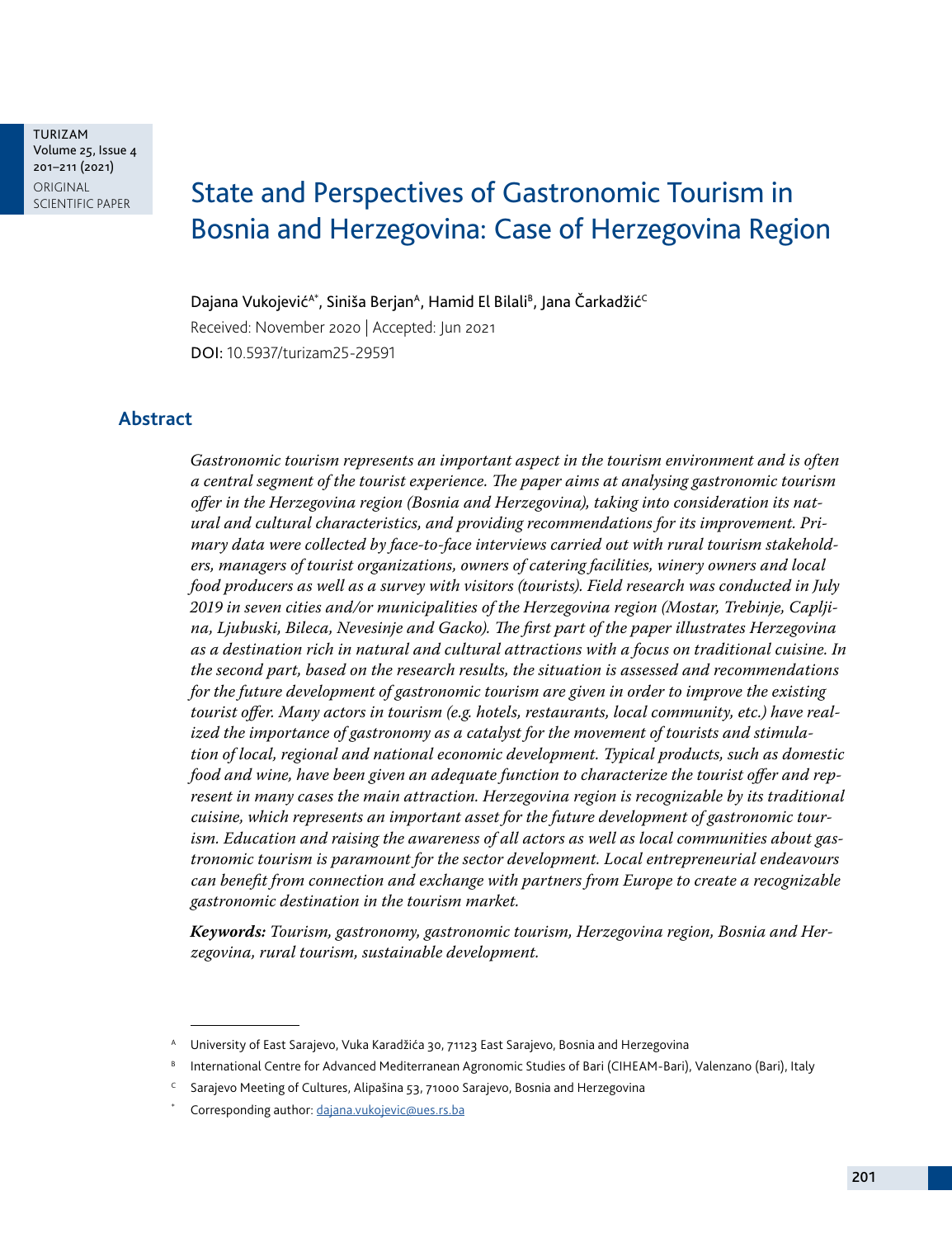ORIGINAL SCIENTIFIC PAPER

# State and Perspectives of Gastronomic Tourism in Bosnia and Herzegovina: Case of Herzegovina Region

Dajana Vukojević[A*], Siniša Berjan[A], Hamid El Bilali[B], Jana Čarkadžić[C]

Received: November 2020 | Accepted: Jun 2021

DOI: 10.5937/turizam25-29591

## Abstract

*Gastronomic tourism represents an important aspect in the tourism environment and is often a central segment of the tourist experience. The paper aims at analysing gastronomic tourism offer in the Herzegovina region (Bosnia and Herzegovina), taking into consideration its natural and cultural characteristics, and providing recommendations for its improvement. Primary data were collected by face-to-face interviews carried out with rural tourism stakeholders, managers of tourist organizations, owners of catering facilities, winery owners and local food producers as well as a survey with visitors (tourists). Field research was conducted in July 2019 in seven cities and/or municipalities of the Herzegovina region (Mostar, Trebinje, Capljina, Ljubuski, Bileca, Nevesinje and Gacko). The first part of the paper illustrates Herzegovina as a destination rich in natural and cultural attractions with a focus on traditional cuisine. In the second part, based on the research results, the situation is assessed and recommendations for the future development of gastronomic tourism are given in order to improve the existing tourist offer. Many actors in tourism (e.g. hotels, restaurants, local community, etc.) have realized the importance of gastronomy as a catalyst for the movement of tourists and stimulation of local, regional and national economic development. Typical products, such as domestic food and wine, have been given an adequate function to characterize the tourist offer and represent in many cases the main attraction. Herzegovina region is recognizable by its traditional cuisine, which represents an important asset for the future development of gastronomic tourism. Education and raising the awareness of all actors as well as local communities about gastronomic tourism is paramount for the sector development. Local entrepreneurial endeavours can benefit from connection and exchange with partners from Europe to create a recognizable gastronomic destination in the tourism market.*

***Keywords:*** *Tourism, gastronomy, gastronomic tourism, Herzegovina region, Bosnia and Herzegovina, rural tourism, sustainable development.*

---

[A] University of East Sarajevo, Vuka Karadžića 30, 71123 East Sarajevo, Bosnia and Herzegovina

[B] International Centre for Advanced Mediterranean Agronomic Studies of Bari (CIHEAM-Bari), Valenzano (Bari), Italy

[C] Sarajevo Meeting of Cultures, Alipašina 53, 71000 Sarajevo, Bosnia and Herzegovina

[*] Corresponding author: dajana.vukojevic@ues.rs.ba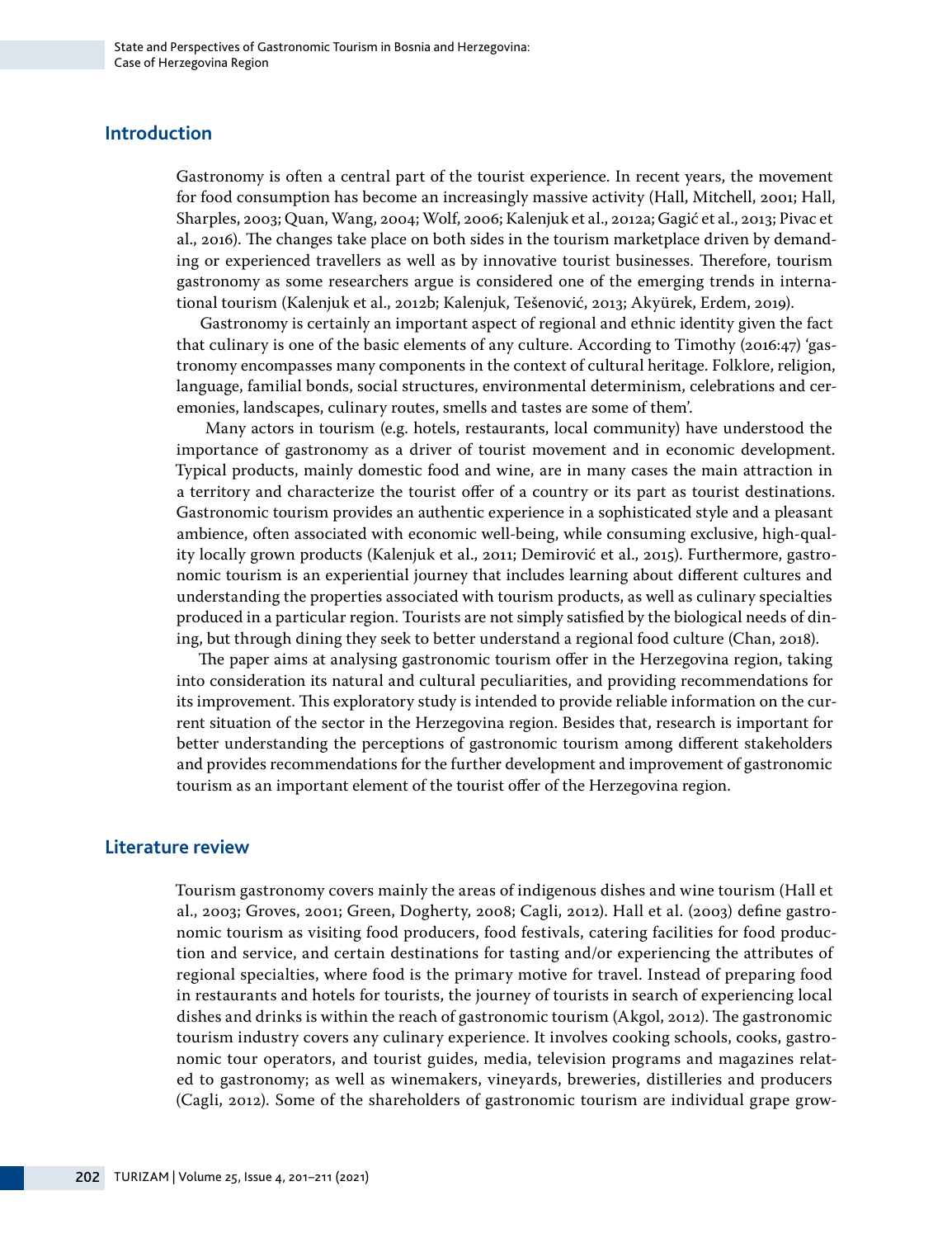## Introduction

Gastronomy is often a central part of the tourist experience. In recent years, the movement for food consumption has become an increasingly massive activity (Hall, Mitchell, 2001; Hall, Sharples, 2003; Quan, Wang, 2004; Wolf, 2006; Kalenjuk et al., 2012a; Gagić et al., 2013; Pivac et al., 2016). The changes take place on both sides in the tourism marketplace driven by demanding or experienced travellers as well as by innovative tourist businesses. Therefore, tourism gastronomy as some researchers argue is considered one of the emerging trends in international tourism (Kalenjuk et al., 2012b; Kalenjuk, Tešenović, 2013; Akyürek, Erdem, 2019).

Gastronomy is certainly an important aspect of regional and ethnic identity given the fact that culinary is one of the basic elements of any culture. According to Timothy (2016:47) 'gastronomy encompasses many components in the context of cultural heritage. Folklore, religion, language, familial bonds, social structures, environmental determinism, celebrations and ceremonies, landscapes, culinary routes, smells and tastes are some of them'.

Many actors in tourism (e.g. hotels, restaurants, local community) have understood the importance of gastronomy as a driver of tourist movement and in economic development. Typical products, mainly domestic food and wine, are in many cases the main attraction in a territory and characterize the tourist offer of a country or its part as tourist destinations. Gastronomic tourism provides an authentic experience in a sophisticated style and a pleasant ambience, often associated with economic well-being, while consuming exclusive, high-quality locally grown products (Kalenjuk et al., 2011; Demirović et al., 2015). Furthermore, gastronomic tourism is an experiential journey that includes learning about different cultures and understanding the properties associated with tourism products, as well as culinary specialties produced in a particular region. Tourists are not simply satisfied by the biological needs of dining, but through dining they seek to better understand a regional food culture (Chan, 2018).

The paper aims at analysing gastronomic tourism offer in the Herzegovina region, taking into consideration its natural and cultural peculiarities, and providing recommendations for its improvement. This exploratory study is intended to provide reliable information on the current situation of the sector in the Herzegovina region. Besides that, research is important for better understanding the perceptions of gastronomic tourism among different stakeholders and provides recommendations for the further development and improvement of gastronomic tourism as an important element of the tourist offer of the Herzegovina region.

## Literature review

Tourism gastronomy covers mainly the areas of indigenous dishes and wine tourism (Hall et al., 2003; Groves, 2001; Green, Dogherty, 2008; Cagli, 2012). Hall et al. (2003) define gastronomic tourism as visiting food producers, food festivals, catering facilities for food production and service, and certain destinations for tasting and/or experiencing the attributes of regional specialties, where food is the primary motive for travel. Instead of preparing food in restaurants and hotels for tourists, the journey of tourists in search of experiencing local dishes and drinks is within the reach of gastronomic tourism (Akgol, 2012). The gastronomic tourism industry covers any culinary experience. It involves cooking schools, cooks, gastronomic tour operators, and tourist guides, media, television programs and magazines related to gastronomy; as well as winemakers, vineyards, breweries, distilleries and producers (Cagli, 2012). Some of the shareholders of gastronomic tourism are individual grape grow-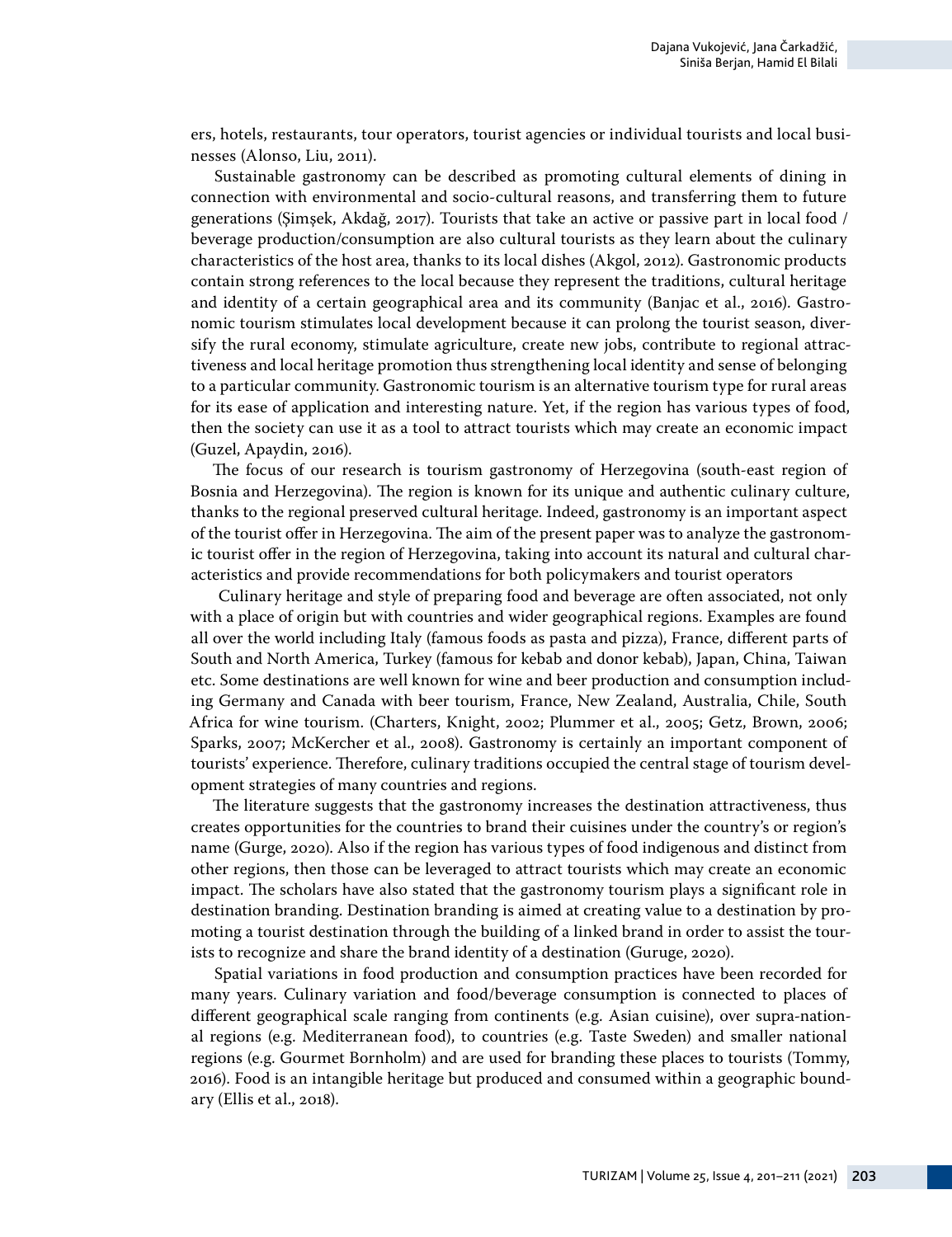ers, hotels, restaurants, tour operators, tourist agencies or individual tourists and local businesses (Alonso, Liu, 2011).

Sustainable gastronomy can be described as promoting cultural elements of dining in connection with environmental and socio-cultural reasons, and transferring them to future generations (Şimşek, Akdağ, 2017). Tourists that take an active or passive part in local food / beverage production/consumption are also cultural tourists as they learn about the culinary characteristics of the host area, thanks to its local dishes (Akgol, 2012). Gastronomic products contain strong references to the local because they represent the traditions, cultural heritage and identity of a certain geographical area and its community (Banjac et al., 2016). Gastronomic tourism stimulates local development because it can prolong the tourist season, diversify the rural economy, stimulate agriculture, create new jobs, contribute to regional attractiveness and local heritage promotion thus strengthening local identity and sense of belonging to a particular community. Gastronomic tourism is an alternative tourism type for rural areas for its ease of application and interesting nature. Yet, if the region has various types of food, then the society can use it as a tool to attract tourists which may create an economic impact (Guzel, Apaydin, 2016).

The focus of our research is tourism gastronomy of Herzegovina (south-east region of Bosnia and Herzegovina). The region is known for its unique and authentic culinary culture, thanks to the regional preserved cultural heritage. Indeed, gastronomy is an important aspect of the tourist offer in Herzegovina. The aim of the present paper was to analyze the gastronomic tourist offer in the region of Herzegovina, taking into account its natural and cultural characteristics and provide recommendations for both policymakers and tourist operators

Culinary heritage and style of preparing food and beverage are often associated, not only with a place of origin but with countries and wider geographical regions. Examples are found all over the world including Italy (famous foods as pasta and pizza), France, different parts of South and North America, Turkey (famous for kebab and donor kebab), Japan, China, Taiwan etc. Some destinations are well known for wine and beer production and consumption including Germany and Canada with beer tourism, France, New Zealand, Australia, Chile, South Africa for wine tourism. (Charters, Knight, 2002; Plummer et al., 2005; Getz, Brown, 2006; Sparks, 2007; McKercher et al., 2008). Gastronomy is certainly an important component of tourists' experience. Therefore, culinary traditions occupied the central stage of tourism development strategies of many countries and regions.

The literature suggests that the gastronomy increases the destination attractiveness, thus creates opportunities for the countries to brand their cuisines under the country's or region's name (Gurge, 2020). Also if the region has various types of food indigenous and distinct from other regions, then those can be leveraged to attract tourists which may create an economic impact. The scholars have also stated that the gastronomy tourism plays a significant role in destination branding. Destination branding is aimed at creating value to a destination by promoting a tourist destination through the building of a linked brand in order to assist the tourists to recognize and share the brand identity of a destination (Guruge, 2020).

Spatial variations in food production and consumption practices have been recorded for many years. Culinary variation and food/beverage consumption is connected to places of different geographical scale ranging from continents (e.g. Asian cuisine), over supra-national regions (e.g. Mediterranean food), to countries (e.g. Taste Sweden) and smaller national regions (e.g. Gourmet Bornholm) and are used for branding these places to tourists (Tommy, 2016). Food is an intangible heritage but produced and consumed within a geographic boundary (Ellis et al., 2018).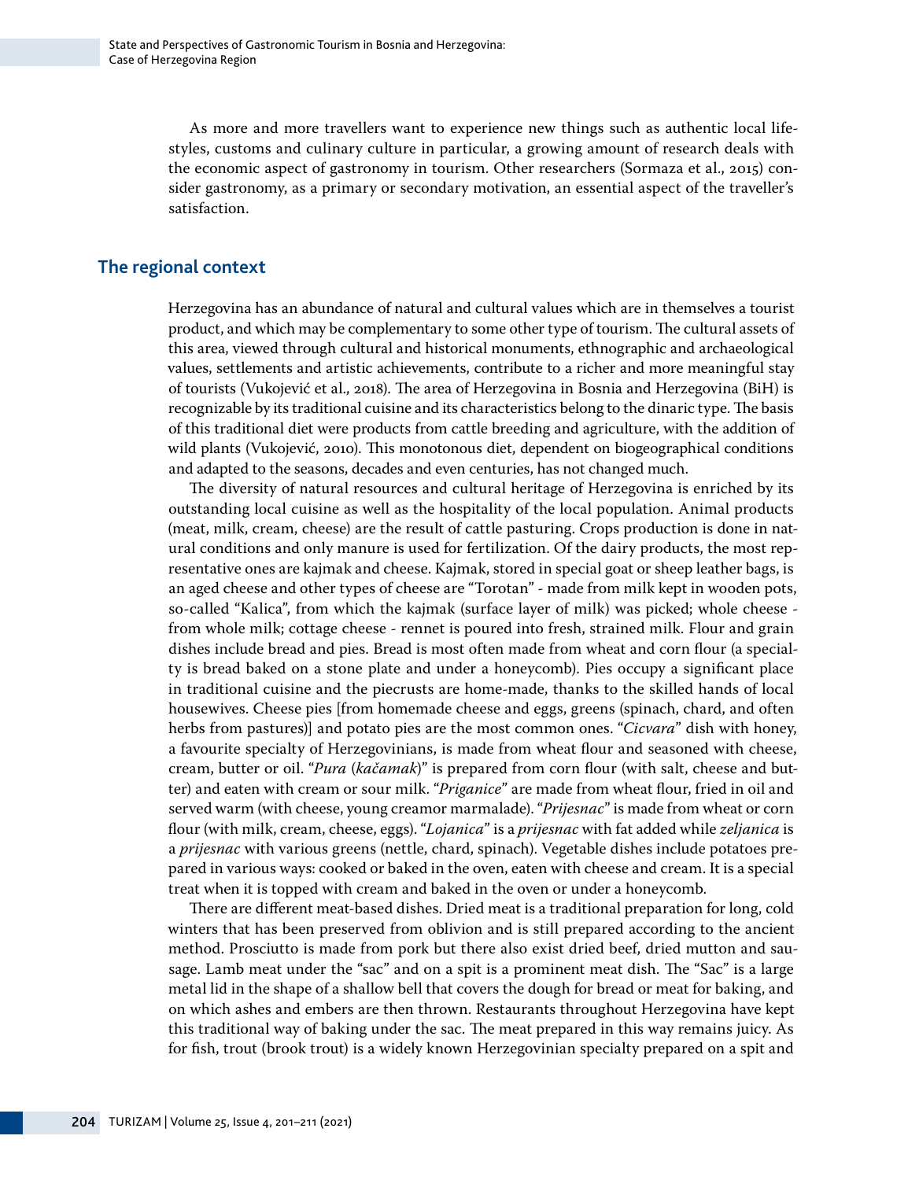As more and more travellers want to experience new things such as authentic local lifestyles, customs and culinary culture in particular, a growing amount of research deals with the economic aspect of gastronomy in tourism. Other researchers (Sormaza et al., 2015) consider gastronomy, as a primary or secondary motivation, an essential aspect of the traveller's satisfaction.

## The regional context

Herzegovina has an abundance of natural and cultural values which are in themselves a tourist product, and which may be complementary to some other type of tourism. The cultural assets of this area, viewed through cultural and historical monuments, ethnographic and archaeological values, settlements and artistic achievements, contribute to a richer and more meaningful stay of tourists (Vukojević et al., 2018). The area of Herzegovina in Bosnia and Herzegovina (BiH) is recognizable by its traditional cuisine and its characteristics belong to the dinaric type. The basis of this traditional diet were products from cattle breeding and agriculture, with the addition of wild plants (Vukojević, 2010). This monotonous diet, dependent on biogeographical conditions and adapted to the seasons, decades and even centuries, has not changed much.

The diversity of natural resources and cultural heritage of Herzegovina is enriched by its outstanding local cuisine as well as the hospitality of the local population. Animal products (meat, milk, cream, cheese) are the result of cattle pasturing. Crops production is done in natural conditions and only manure is used for fertilization. Of the dairy products, the most representative ones are kajmak and cheese. Kajmak, stored in special goat or sheep leather bags, is an aged cheese and other types of cheese are "Torotan" - made from milk kept in wooden pots, so-called "Kalica", from which the kajmak (surface layer of milk) was picked; whole cheese - from whole milk; cottage cheese - rennet is poured into fresh, strained milk. Flour and grain dishes include bread and pies. Bread is most often made from wheat and corn flour (a specialty is bread baked on a stone plate and under a honeycomb). Pies occupy a significant place in traditional cuisine and the piecrusts are home-made, thanks to the skilled hands of local housewives. Cheese pies [from homemade cheese and eggs, greens (spinach, chard, and often herbs from pastures)] and potato pies are the most common ones. "*Cicvara*" dish with honey, a favourite specialty of Herzegovinians, is made from wheat flour and seasoned with cheese, cream, butter or oil. "*Pura* (*kačamak*)" is prepared from corn flour (with salt, cheese and butter) and eaten with cream or sour milk. "*Priganice*" are made from wheat flour, fried in oil and served warm (with cheese, young creamor marmalade). "*Prijesnac*" is made from wheat or corn flour (with milk, cream, cheese, eggs). "*Lojanica*" is a *prijesnac* with fat added while *zeljanica* is a *prijesnac* with various greens (nettle, chard, spinach). Vegetable dishes include potatoes prepared in various ways: cooked or baked in the oven, eaten with cheese and cream. It is a special treat when it is topped with cream and baked in the oven or under a honeycomb.

There are different meat-based dishes. Dried meat is a traditional preparation for long, cold winters that has been preserved from oblivion and is still prepared according to the ancient method. Prosciutto is made from pork but there also exist dried beef, dried mutton and sausage. Lamb meat under the "sac" and on a spit is a prominent meat dish. The "Sac" is a large metal lid in the shape of a shallow bell that covers the dough for bread or meat for baking, and on which ashes and embers are then thrown. Restaurants throughout Herzegovina have kept this traditional way of baking under the sac. The meat prepared in this way remains juicy. As for fish, trout (brook trout) is a widely known Herzegovinian specialty prepared on a spit and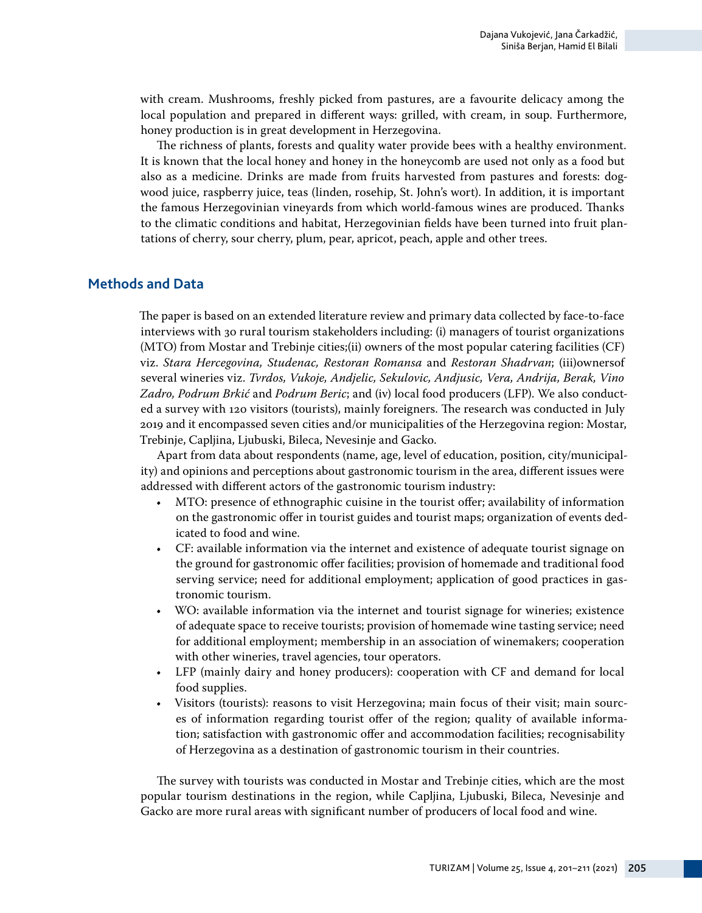with cream. Mushrooms, freshly picked from pastures, are a favourite delicacy among the local population and prepared in different ways: grilled, with cream, in soup. Furthermore, honey production is in great development in Herzegovina.

The richness of plants, forests and quality water provide bees with a healthy environment. It is known that the local honey and honey in the honeycomb are used not only as a food but also as a medicine. Drinks are made from fruits harvested from pastures and forests: dogwood juice, raspberry juice, teas (linden, rosehip, St. John's wort). In addition, it is important the famous Herzegovinian vineyards from which world-famous wines are produced. Thanks to the climatic conditions and habitat, Herzegovinian fields have been turned into fruit plantations of cherry, sour cherry, plum, pear, apricot, peach, apple and other trees.

## Methods and Data

The paper is based on an extended literature review and primary data collected by face-to-face interviews with 30 rural tourism stakeholders including: (i) managers of tourist organizations (MTO) from Mostar and Trebinje cities;(ii) owners of the most popular catering facilities (CF) viz. *Stara Hercegovina, Studenac, Restoran Romansa* and *Restoran Shadrvan*; (iii)ownersof several wineries viz. *Tvrdos, Vukoje, Andjelic, Sekulovic, Andjusic, Vera, Andrija, Berak, Vino Zadro, Podrum Brkić* and *Podrum Beric*; and (iv) local food producers (LFP). We also conducted a survey with 120 visitors (tourists), mainly foreigners. The research was conducted in July 2019 and it encompassed seven cities and/or municipalities of the Herzegovina region: Mostar, Trebinje, Capljina, Ljubuski, Bileca, Nevesinje and Gacko.

Apart from data about respondents (name, age, level of education, position, city/municipality) and opinions and perceptions about gastronomic tourism in the area, different issues were addressed with different actors of the gastronomic tourism industry:

- MTO: presence of ethnographic cuisine in the tourist offer; availability of information on the gastronomic offer in tourist guides and tourist maps; organization of events dedicated to food and wine.
- CF: available information via the internet and existence of adequate tourist signage on the ground for gastronomic offer facilities; provision of homemade and traditional food serving service; need for additional employment; application of good practices in gastronomic tourism.
- WO: available information via the internet and tourist signage for wineries; existence of adequate space to receive tourists; provision of homemade wine tasting service; need for additional employment; membership in an association of winemakers; cooperation with other wineries, travel agencies, tour operators.
- LFP (mainly dairy and honey producers): cooperation with CF and demand for local food supplies.
- Visitors (tourists): reasons to visit Herzegovina; main focus of their visit; main sources of information regarding tourist offer of the region; quality of available information; satisfaction with gastronomic offer and accommodation facilities; recognisability of Herzegovina as a destination of gastronomic tourism in their countries.

The survey with tourists was conducted in Mostar and Trebinje cities, which are the most popular tourism destinations in the region, while Capljina, Ljubuski, Bileca, Nevesinje and Gacko are more rural areas with significant number of producers of local food and wine.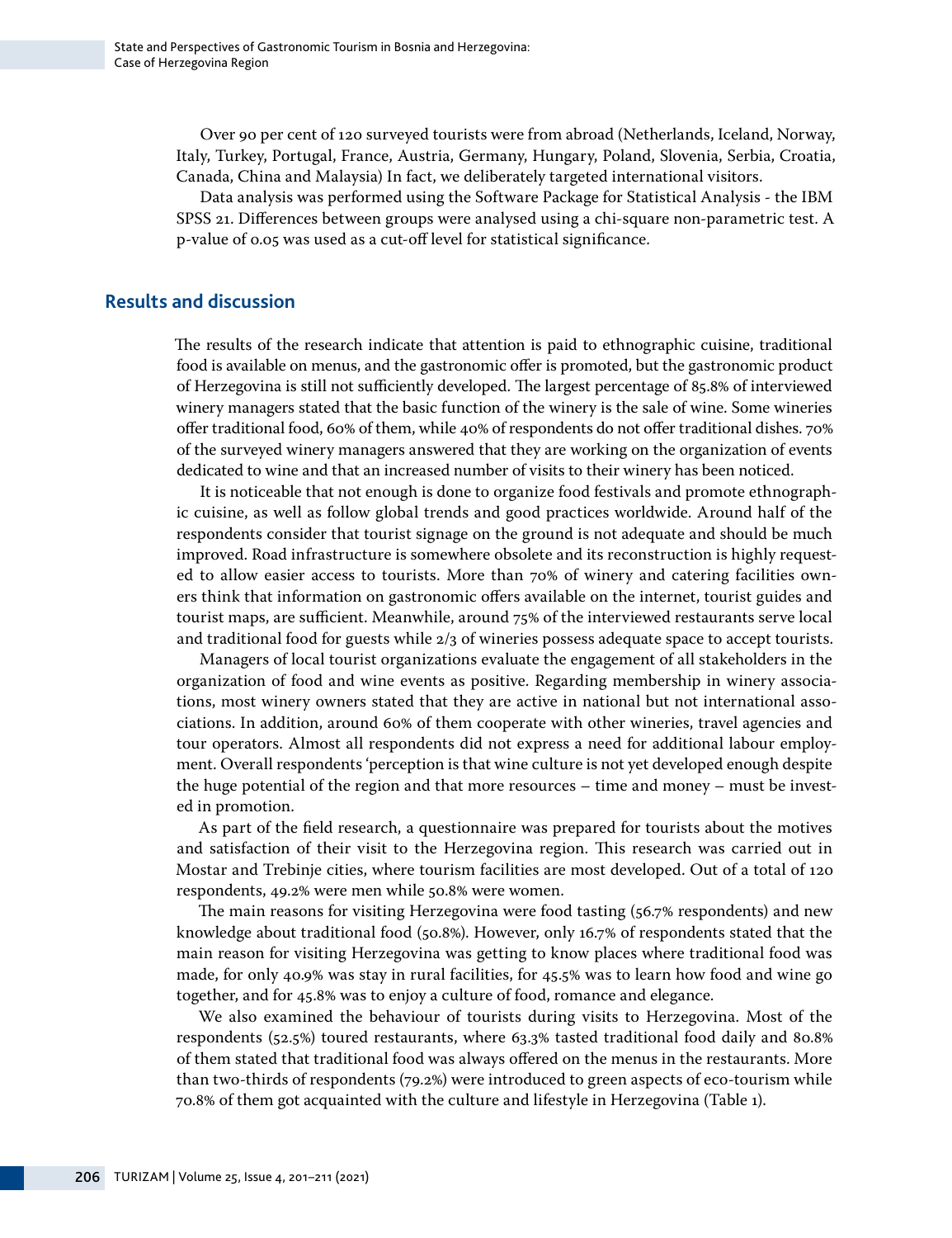Over 90 per cent of 120 surveyed tourists were from abroad (Netherlands, Iceland, Norway, Italy, Turkey, Portugal, France, Austria, Germany, Hungary, Poland, Slovenia, Serbia, Croatia, Canada, China and Malaysia) In fact, we deliberately targeted international visitors.

Data analysis was performed using the Software Package for Statistical Analysis - the IBM SPSS 21. Differences between groups were analysed using a chi-square non-parametric test. A p-value of 0.05 was used as a cut-off level for statistical significance.

## Results and discussion

The results of the research indicate that attention is paid to ethnographic cuisine, traditional food is available on menus, and the gastronomic offer is promoted, but the gastronomic product of Herzegovina is still not sufficiently developed. The largest percentage of 85.8% of interviewed winery managers stated that the basic function of the winery is the sale of wine. Some wineries offer traditional food, 60% of them, while 40% of respondents do not offer traditional dishes. 70% of the surveyed winery managers answered that they are working on the organization of events dedicated to wine and that an increased number of visits to their winery has been noticed.

It is noticeable that not enough is done to organize food festivals and promote ethnographic cuisine, as well as follow global trends and good practices worldwide. Around half of the respondents consider that tourist signage on the ground is not adequate and should be much improved. Road infrastructure is somewhere obsolete and its reconstruction is highly requested to allow easier access to tourists. More than 70% of winery and catering facilities owners think that information on gastronomic offers available on the internet, tourist guides and tourist maps, are sufficient. Meanwhile, around 75% of the interviewed restaurants serve local and traditional food for guests while 2/3 of wineries possess adequate space to accept tourists.

Managers of local tourist organizations evaluate the engagement of all stakeholders in the organization of food and wine events as positive. Regarding membership in winery associations, most winery owners stated that they are active in national but not international associations. In addition, around 60% of them cooperate with other wineries, travel agencies and tour operators. Almost all respondents did not express a need for additional labour employment. Overall respondents 'perception is that wine culture is not yet developed enough despite the huge potential of the region and that more resources – time and money – must be invested in promotion.

As part of the field research, a questionnaire was prepared for tourists about the motives and satisfaction of their visit to the Herzegovina region. This research was carried out in Mostar and Trebinje cities, where tourism facilities are most developed. Out of a total of 120 respondents, 49.2% were men while 50.8% were women.

The main reasons for visiting Herzegovina were food tasting (56.7% respondents) and new knowledge about traditional food (50.8%). However, only 16.7% of respondents stated that the main reason for visiting Herzegovina was getting to know places where traditional food was made, for only 40.9% was stay in rural facilities, for 45.5% was to learn how food and wine go together, and for 45.8% was to enjoy a culture of food, romance and elegance.

We also examined the behaviour of tourists during visits to Herzegovina. Most of the respondents (52.5%) toured restaurants, where 63.3% tasted traditional food daily and 80.8% of them stated that traditional food was always offered on the menus in the restaurants. More than two-thirds of respondents (79.2%) were introduced to green aspects of eco-tourism while 70.8% of them got acquainted with the culture and lifestyle in Herzegovina (Table 1).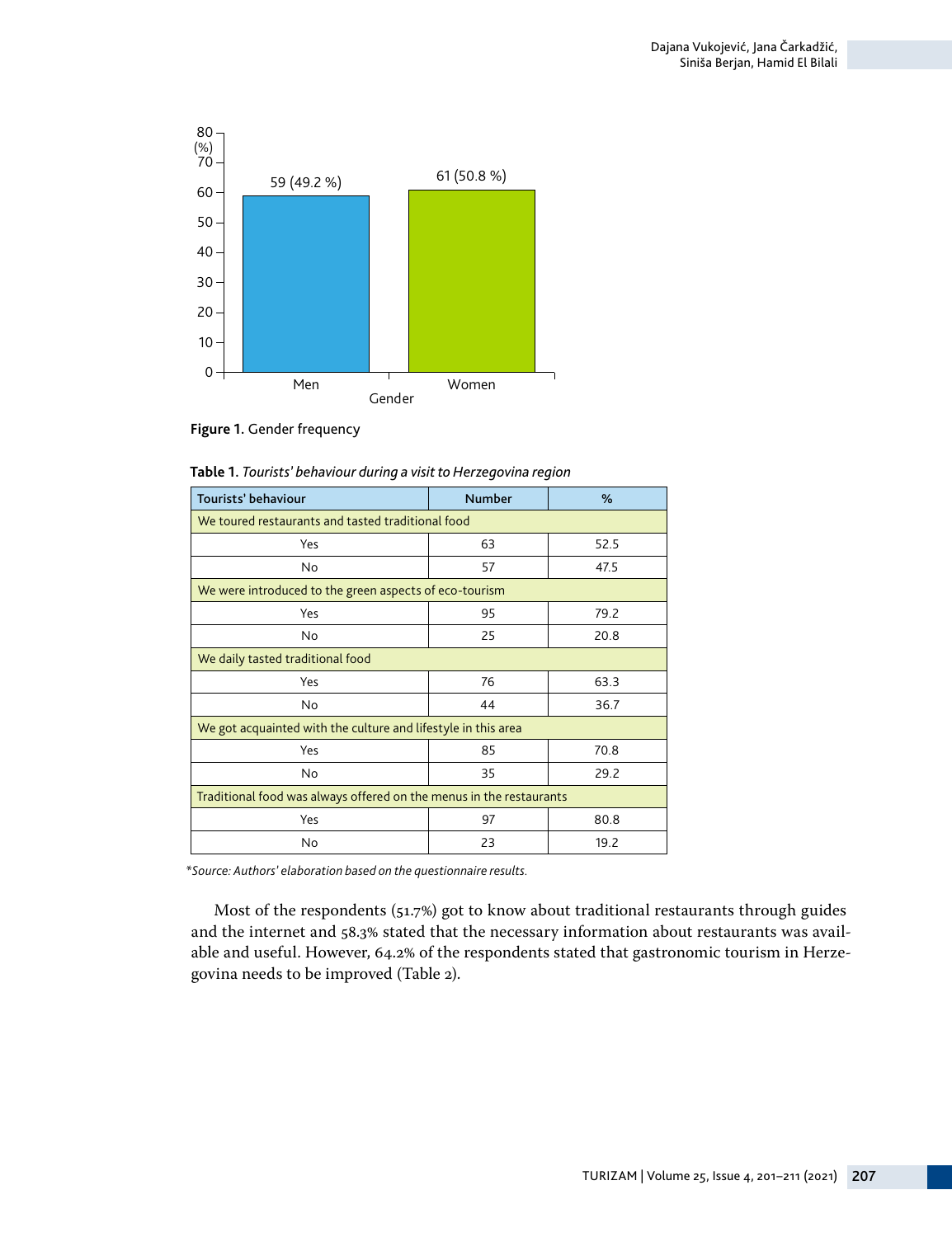**Figure 1.** Gender frequency

**Table 1.** *Tourists' behaviour during a visit to Herzegovina region*

| Tourists' behaviour | Number | % |
| --- | --- | --- |
| We toured restaurants and tasted traditional food | | |
| Yes | 63 | 52.5 |
| No | 57 | 47.5 |
| We were introduced to the green aspects of eco-tourism | | |
| Yes | 95 | 79.2 |
| No | 25 | 20.8 |
| We daily tasted traditional food | | |
| Yes | 76 | 63.3 |
| No | 44 | 36.7 |
| We got acquainted with the culture and lifestyle in this area | | |
| Yes | 85 | 70.8 |
| No | 35 | 29.2 |
| Traditional food was always offered on the menus in the restaurants | | |
| Yes | 97 | 80.8 |
| No | 23 | 19.2 |

*\*Source: Authors' elaboration based on the questionnaire results.*

Most of the respondents (51.7%) got to know about traditional restaurants through guides and the internet and 58.3% stated that the necessary information about restaurants was available and useful. However, 64.2% of the respondents stated that gastronomic tourism in Herzegovina needs to be improved (Table 2).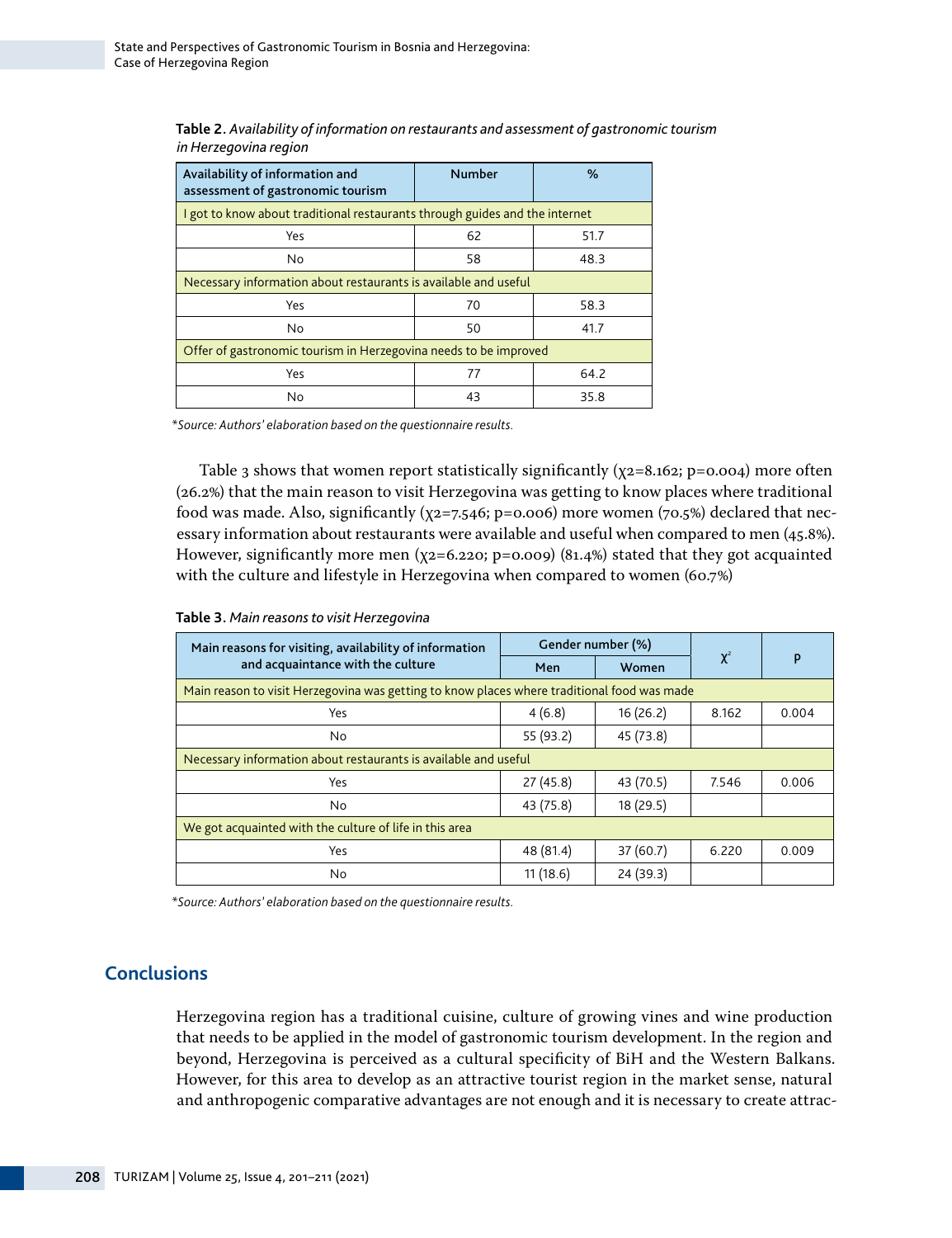**Table 2.** *Availability of information on restaurants and assessment of gastronomic tourism in Herzegovina region*

| Availability of information and assessment of gastronomic tourism | Number | % |
|---|---|---|
| I got to know about traditional restaurants through guides and the internet | | |
| Yes | 62 | 51.7 |
| No | 58 | 48.3 |
| Necessary information about restaurants is available and useful | | |
| Yes | 70 | 58.3 |
| No | 50 | 41.7 |
| Offer of gastronomic tourism in Herzegovina needs to be improved | | |
| Yes | 77 | 64.2 |
| No | 43 | 35.8 |

*\*Source: Authors' elaboration based on the questionnaire results.*

Table 3 shows that women report statistically significantly ($\chi2=8.162$; $p=0.004$) more often (26.2%) that the main reason to visit Herzegovina was getting to know places where traditional food was made. Also, significantly ($\chi2=7.546$; $p=0.006$) more women (70.5%) declared that necessary information about restaurants were available and useful when compared to men (45.8%). However, significantly more men ($\chi2=6.220$; $p=0.009$) (81.4%) stated that they got acquainted with the culture and lifestyle in Herzegovina when compared to women (60.7%)

**Table 3.** *Main reasons to visit Herzegovina*

| Main reasons for visiting, availability of information and acquaintance with the culture | Gender number (%) | | $\chi^2$ | p |
|---|---|---|---|---|
| | Men | Women | | |
| Main reason to visit Herzegovina was getting to know places where traditional food was made | | | | |
| Yes | 4 (6.8) | 16 (26.2) | 8.162 | 0.004 |
| No | 55 (93.2) | 45 (73.8) | | |
| Necessary information about restaurants is available and useful | | | | |
| Yes | 27 (45.8) | 43 (70.5) | 7.546 | 0.006 |
| No | 43 (75.8) | 18 (29.5) | | |
| We got acquainted with the culture of life in this area | | | | |
| Yes | 48 (81.4) | 37 (60.7) | 6.220 | 0.009 |
| No | 11 (18.6) | 24 (39.3) | | |

*\*Source: Authors' elaboration based on the questionnaire results.*

## Conclusions

Herzegovina region has a traditional cuisine, culture of growing vines and wine production that needs to be applied in the model of gastronomic tourism development. In the region and beyond, Herzegovina is perceived as a cultural specificity of BiH and the Western Balkans. However, for this area to develop as an attractive tourist region in the market sense, natural and anthropogenic comparative advantages are not enough and it is necessary to create attrac-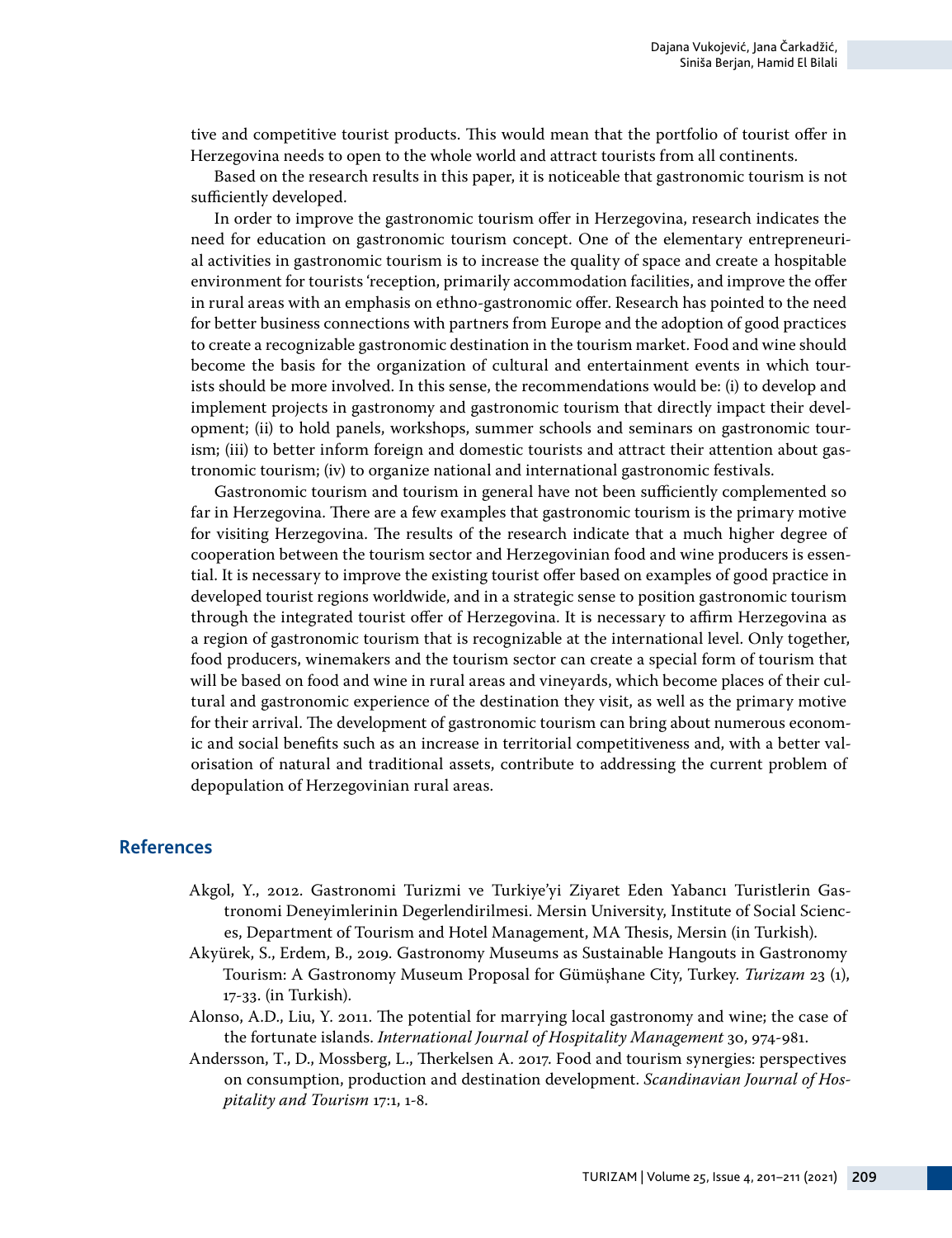tive and competitive tourist products. This would mean that the portfolio of tourist offer in Herzegovina needs to open to the whole world and attract tourists from all continents.

Based on the research results in this paper, it is noticeable that gastronomic tourism is not sufficiently developed.

In order to improve the gastronomic tourism offer in Herzegovina, research indicates the need for education on gastronomic tourism concept. One of the elementary entrepreneurial activities in gastronomic tourism is to increase the quality of space and create a hospitable environment for tourists 'reception, primarily accommodation facilities, and improve the offer in rural areas with an emphasis on ethno-gastronomic offer. Research has pointed to the need for better business connections with partners from Europe and the adoption of good practices to create a recognizable gastronomic destination in the tourism market. Food and wine should become the basis for the organization of cultural and entertainment events in which tourists should be more involved. In this sense, the recommendations would be: (i) to develop and implement projects in gastronomy and gastronomic tourism that directly impact their development; (ii) to hold panels, workshops, summer schools and seminars on gastronomic tourism; (iii) to better inform foreign and domestic tourists and attract their attention about gastronomic tourism; (iv) to organize national and international gastronomic festivals.

Gastronomic tourism and tourism in general have not been sufficiently complemented so far in Herzegovina. There are a few examples that gastronomic tourism is the primary motive for visiting Herzegovina. The results of the research indicate that a much higher degree of cooperation between the tourism sector and Herzegovinian food and wine producers is essential. It is necessary to improve the existing tourist offer based on examples of good practice in developed tourist regions worldwide, and in a strategic sense to position gastronomic tourism through the integrated tourist offer of Herzegovina. It is necessary to affirm Herzegovina as a region of gastronomic tourism that is recognizable at the international level. Only together, food producers, winemakers and the tourism sector can create a special form of tourism that will be based on food and wine in rural areas and vineyards, which become places of their cultural and gastronomic experience of the destination they visit, as well as the primary motive for their arrival. The development of gastronomic tourism can bring about numerous economic and social benefits such as an increase in territorial competitiveness and, with a better valorisation of natural and traditional assets, contribute to addressing the current problem of depopulation of Herzegovinian rural areas.

## References

Akgol, Y., 2012. Gastronomi Turizmi ve Turkiye'yi Ziyaret Eden Yabancı Turistlerin Gastronomi Deneyimlerinin Degerlendirilmesi. Mersin University, Institute of Social Sciences, Department of Tourism and Hotel Management, MA Thesis, Mersin (in Turkish).

Akyürek, S., Erdem, B., 2019. Gastronomy Museums as Sustainable Hangouts in Gastronomy Tourism: A Gastronomy Museum Proposal for Gümüşhane City, Turkey. *Turizam* 23 (1), 17-33. (in Turkish).

Alonso, A.D., Liu, Y. 2011. The potential for marrying local gastronomy and wine; the case of the fortunate islands. *International Journal of Hospitality Management* 30, 974-981.

Andersson, T., D., Mossberg, L., Therkelsen A. 2017. Food and tourism synergies: perspectives on consumption, production and destination development. *Scandinavian Journal of Hospitality and Tourism* 17:1, 1-8.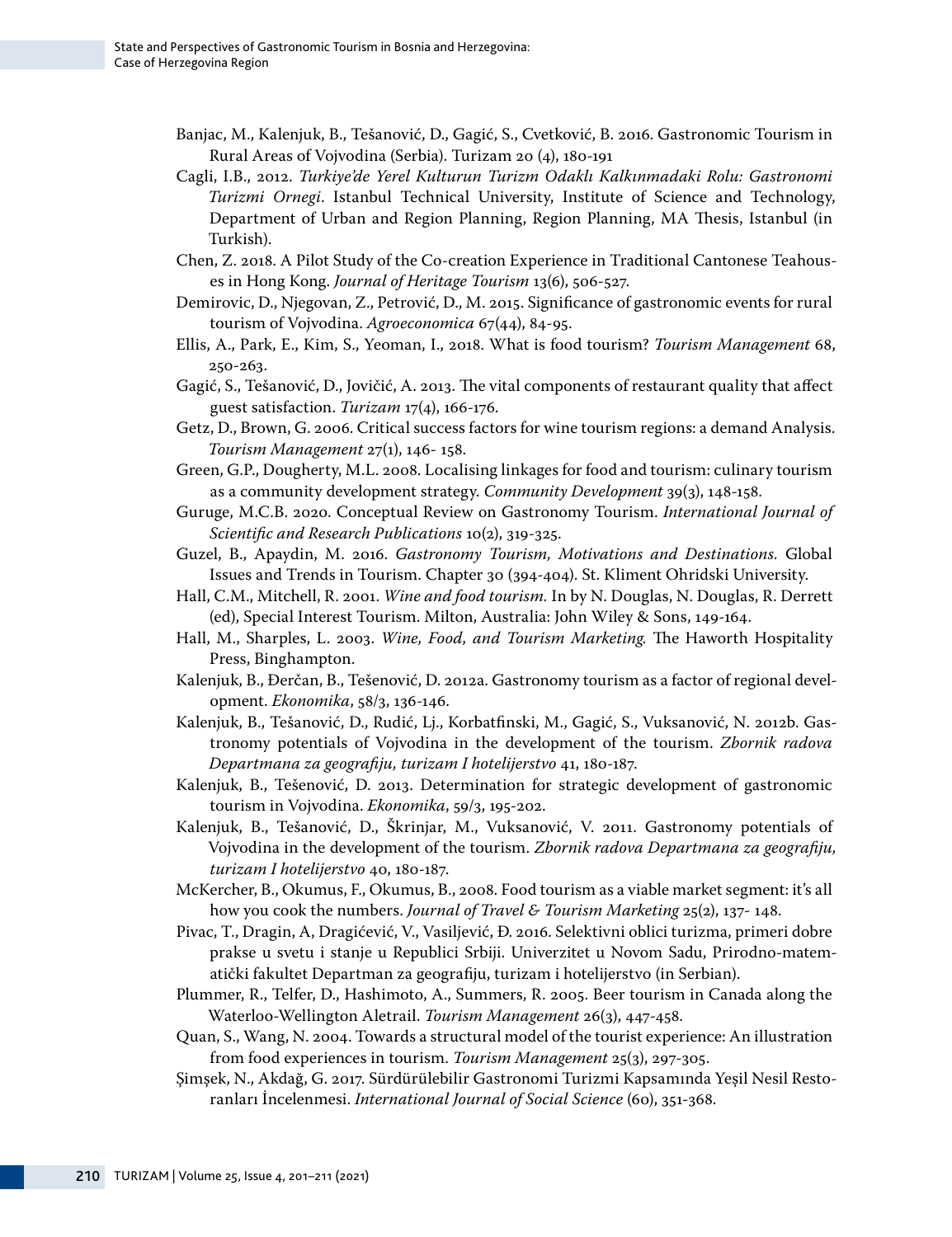Banjac, M., Kalenjuk, B., Tešanović, D., Gagić, S., Cvetković, B. 2016. Gastronomic Tourism in Rural Areas of Vojvodina (Serbia). Turizam 20 (4), 180-191

Cagli, I.B., 2012. *Turkiye'de Yerel Kulturun Turizm Odaklı Kalkınmadaki Rolu: Gastronomi Turizmi Ornegi*. Istanbul Technical University, Institute of Science and Technology, Department of Urban and Region Planning, Region Planning, MA Thesis, Istanbul (in Turkish).

Chen, Z. 2018. A Pilot Study of the Co-creation Experience in Traditional Cantonese Teahouses in Hong Kong. *Journal of Heritage Tourism* 13(6), 506-527.

Demirovic, D., Njegovan, Z., Petrović, D., M. 2015. Significance of gastronomic events for rural tourism of Vojvodina. *Agroeconomica* 67(44), 84-95.

Ellis, A., Park, E., Kim, S., Yeoman, I., 2018. What is food tourism? *Tourism Management* 68, 250-263.

Gagić, S., Tešanović, D., Jovičić, A. 2013. The vital components of restaurant quality that affect guest satisfaction. *Turizam* 17(4), 166-176.

Getz, D., Brown, G. 2006. Critical success factors for wine tourism regions: a demand Analysis. *Tourism Management* 27(1), 146- 158.

Green, G.P., Dougherty, M.L. 2008. Localising linkages for food and tourism: culinary tourism as a community development strategy. *Community Development* 39(3), 148-158.

Guruge, M.C.B. 2020. Conceptual Review on Gastronomy Tourism. *International Journal of Scientific and Research Publications* 10(2), 319-325.

Guzel, B., Apaydin, M. 2016. *Gastronomy Tourism, Motivations and Destinations.* Global Issues and Trends in Tourism. Chapter 30 (394-404). St. Kliment Ohridski University.

Hall, C.M., Mitchell, R. 2001. *Wine and food tourism.* In by N. Douglas, N. Douglas, R. Derrett (ed), Special Interest Tourism. Milton, Australia: John Wiley & Sons, 149-164.

Hall, M., Sharples, L. 2003. *Wine, Food, and Tourism Marketing.* The Haworth Hospitality Press, Binghampton.

Kalenjuk, B., Đerčan, B., Tešenović, D. 2012a. Gastronomy tourism as a factor of regional development. *Ekonomika*, 58/3, 136-146.

Kalenjuk, B., Tešanović, D., Rudić, Lj., Korbatfinski, M., Gagić, S., Vuksanović, N. 2012b. Gastronomy potentials of Vojvodina in the development of the tourism. *Zbornik radova Departmana za geografiju, turizam I hotelijerstvo* 41, 180-187.

Kalenjuk, B., Tešenović, D. 2013. Determination for strategic development of gastronomic tourism in Vojvodina. *Ekonomika*, 59/3, 195-202.

Kalenjuk, B., Tešanović, D., Škrinjar, M., Vuksanović, V. 2011. Gastronomy potentials of Vojvodina in the development of the tourism. *Zbornik radova Departmana za geografiju, turizam I hotelijerstvo* 40, 180-187.

McKercher, B., Okumus, F., Okumus, B., 2008. Food tourism as a viable market segment: it's all how you cook the numbers. *Journal of Travel & Tourism Marketing* 25(2), 137- 148.

Pivac, T., Dragin, A, Dragićević, V., Vasiljević, Đ. 2016. Selektivni oblici turizma, primeri dobre prakse u svetu i stanje u Republici Srbiji. Univerzitet u Novom Sadu, Prirodno-matematički fakultet Departman za geografiju, turizam i hotelijerstvo (in Serbian).

Plummer, R., Telfer, D., Hashimoto, A., Summers, R. 2005. Beer tourism in Canada along the Waterloo-Wellington Aletrail. *Tourism Management* 26(3), 447-458.

Quan, S., Wang, N. 2004. Towards a structural model of the tourist experience: An illustration from food experiences in tourism. *Tourism Management* 25(3), 297-305.

Şimşek, N., Akdağ, G. 2017. Sürdürülebilir Gastronomi Turizmi Kapsamında Yeşil Nesil Restoranları İncelenmesi. *International Journal of Social Science* (60), 351-368.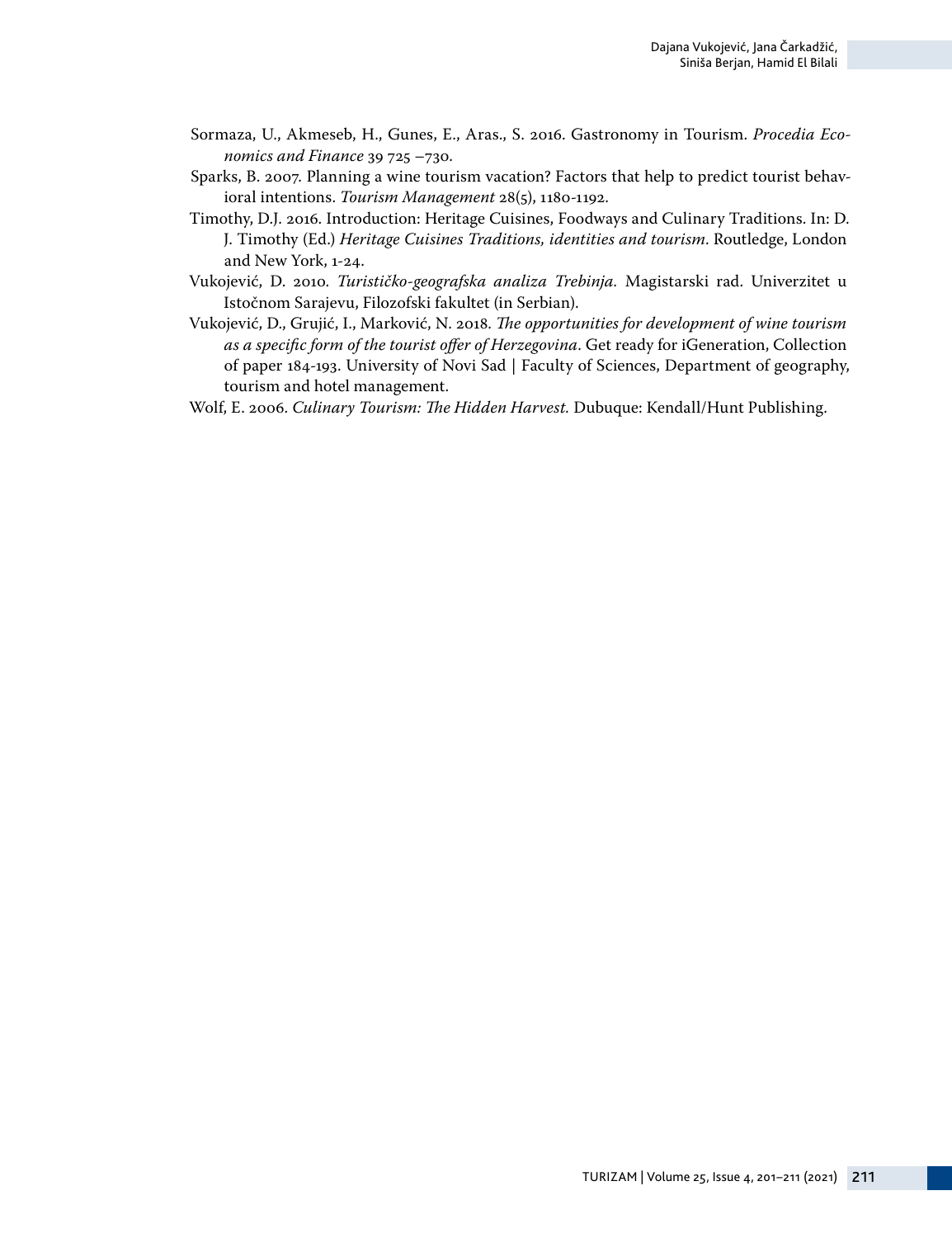Sormaza, U., Akmeseb, H., Gunes, E., Aras., S. 2016. Gastronomy in Tourism. *Procedia Economics and Finance* 39 725 –730.

Sparks, B. 2007. Planning a wine tourism vacation? Factors that help to predict tourist behavioral intentions. *Tourism Management* 28(5), 1180-1192.

Timothy, D.J. 2016. Introduction: Heritage Cuisines, Foodways and Culinary Traditions. In: D. J. Timothy (Ed.) *Heritage Cuisines Traditions, identities and tourism*. Routledge, London and New York, 1-24.

Vukojević, D. 2010. *Turističko-geografska analiza Trebinja.* Magistarski rad. Univerzitet u Istočnom Sarajevu, Filozofski fakultet (in Serbian).

Vukojević, D., Grujić, I., Marković, N. 2018. *The opportunities for development of wine tourism as a specific form of the tourist offer of Herzegovina*. Get ready for iGeneration, Collection of paper 184-193. University of Novi Sad | Faculty of Sciences, Department of geography, tourism and hotel management.

Wolf, E. 2006. *Culinary Tourism: The Hidden Harvest.* Dubuque: Kendall/Hunt Publishing.